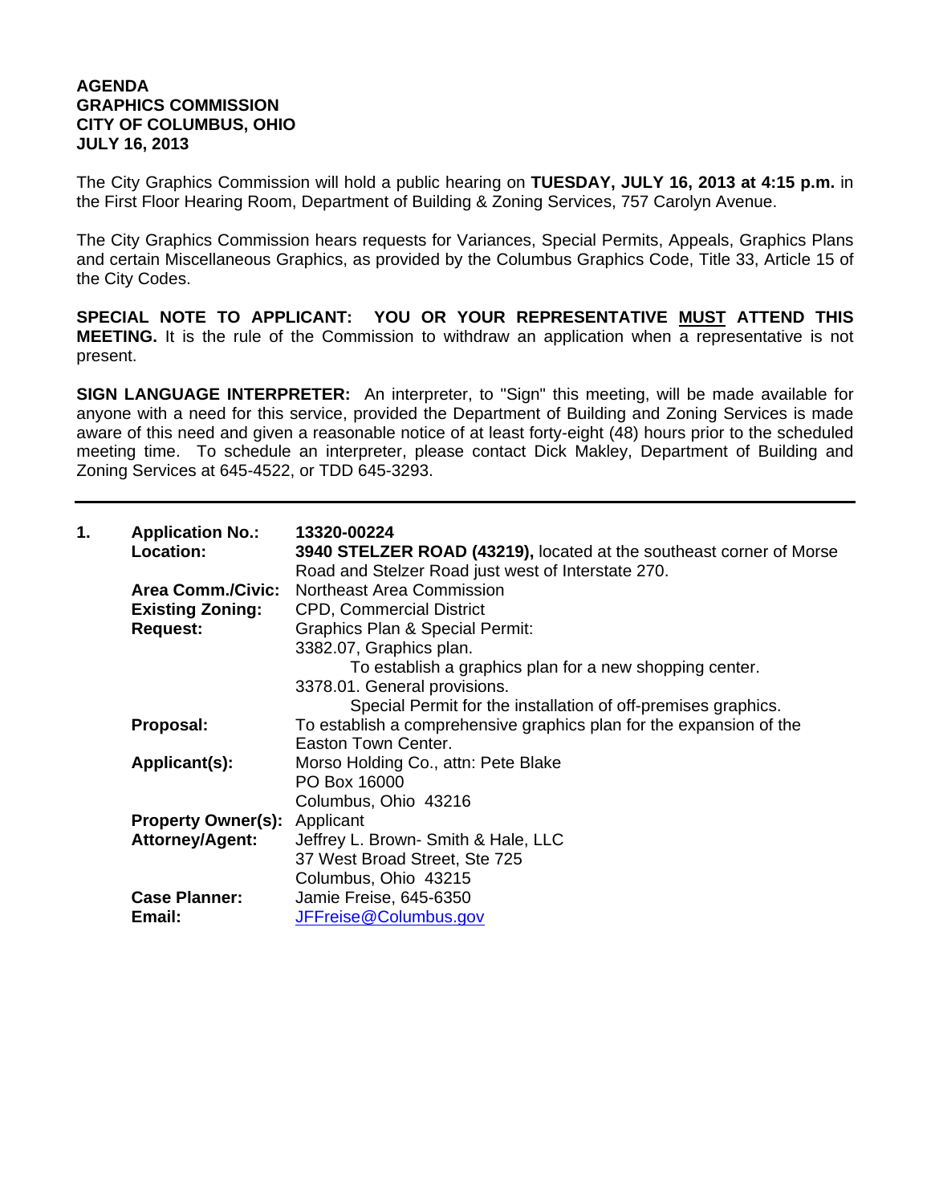**AGENDA**
**GRAPHICS COMMISSION**
**CITY OF COLUMBUS, OHIO**
**JULY 16, 2013**

The City Graphics Commission will hold a public hearing on **TUESDAY, JULY 16, 2013 at 4:15 p.m.** in the First Floor Hearing Room, Department of Building & Zoning Services, 757 Carolyn Avenue.

The City Graphics Commission hears requests for Variances, Special Permits, Appeals, Graphics Plans and certain Miscellaneous Graphics, as provided by the Columbus Graphics Code, Title 33, Article 15 of the City Codes.

**SPECIAL NOTE TO APPLICANT: YOU OR YOUR REPRESENTATIVE MUST ATTEND THIS MEETING.** It is the rule of the Commission to withdraw an application when a representative is not present.

**SIGN LANGUAGE INTERPRETER:** An interpreter, to "Sign" this meeting, will be made available for anyone with a need for this service, provided the Department of Building and Zoning Services is made aware of this need and given a reasonable notice of at least forty-eight (48) hours prior to the scheduled meeting time. To schedule an interpreter, please contact Dick Makley, Department of Building and Zoning Services at 645-4522, or TDD 645-3293.

---

**1. Application No.:** **13320-00224**

**Location:** **3940 STELZER ROAD (43219),** located at the southeast corner of Morse Road and Stelzer Road just west of Interstate 270.

**Area Comm./Civic:** Northeast Area Commission

**Existing Zoning:** CPD, Commercial District

**Request:** Graphics Plan & Special Permit:
3382.07, Graphics plan.
To establish a graphics plan for a new shopping center.
3378.01. General provisions.
Special Permit for the installation of off-premises graphics.

**Proposal:** To establish a comprehensive graphics plan for the expansion of the Easton Town Center.

**Applicant(s):** Morso Holding Co., attn: Pete Blake
PO Box 16000
Columbus, Ohio 43216

**Property Owner(s):** Applicant

**Attorney/Agent:** Jeffrey L. Brown- Smith & Hale, LLC
37 West Broad Street, Ste 725
Columbus, Ohio 43215

**Case Planner:** Jamie Freise, 645-6350

**Email:** JFFreise@Columbus.gov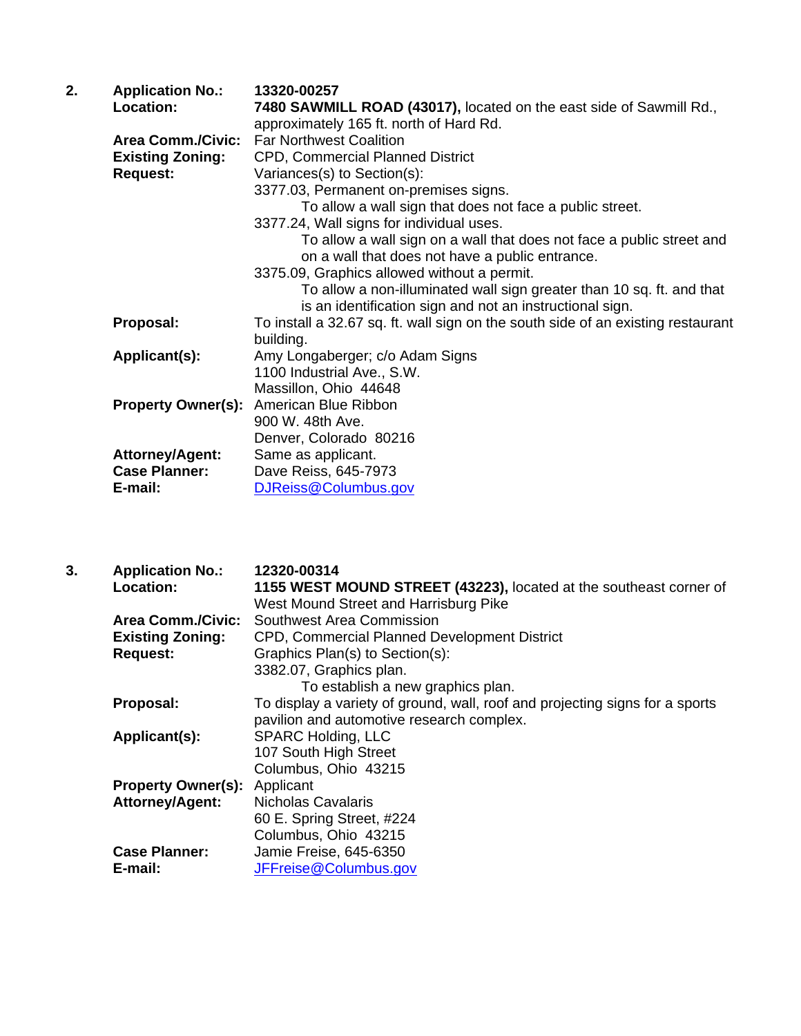2. **Application No.:** **13320-00257**
**Location:** **7480 SAWMILL ROAD (43017),** located on the east side of Sawmill Rd., approximately 165 ft. north of Hard Rd.
**Area Comm./Civic:** Far Northwest Coalition
**Existing Zoning:** CPD, Commercial Planned District
**Request:** Variances(s) to Section(s):
3377.03, Permanent on-premises signs.
To allow a wall sign that does not face a public street.
3377.24, Wall signs for individual uses.
To allow a wall sign on a wall that does not face a public street and on a wall that does not have a public entrance.
3375.09, Graphics allowed without a permit.
To allow a non-illuminated wall sign greater than 10 sq. ft. and that is an identification sign and not an instructional sign.
**Proposal:** To install a 32.67 sq. ft. wall sign on the south side of an existing restaurant building.
**Applicant(s):** Amy Longaberger; c/o Adam Signs
1100 Industrial Ave., S.W.
Massillon, Ohio 44648
**Property Owner(s):** American Blue Ribbon
900 W. 48th Ave.
Denver, Colorado 80216
**Attorney/Agent:** Same as applicant.
**Case Planner:** Dave Reiss, 645-7973
**E-mail:** DJReiss@Columbus.gov

3. **Application No.:** **12320-00314**
**Location:** **1155 WEST MOUND STREET (43223),** located at the southeast corner of West Mound Street and Harrisburg Pike
**Area Comm./Civic:** Southwest Area Commission
**Existing Zoning:** CPD, Commercial Planned Development District
**Request:** Graphics Plan(s) to Section(s):
3382.07, Graphics plan.
To establish a new graphics plan.
**Proposal:** To display a variety of ground, wall, roof and projecting signs for a sports pavilion and automotive research complex.
**Applicant(s):** SPARC Holding, LLC
107 South High Street
Columbus, Ohio 43215
**Property Owner(s):** Applicant
**Attorney/Agent:** Nicholas Cavalaris
60 E. Spring Street, #224
Columbus, Ohio 43215
**Case Planner:** Jamie Freise, 645-6350
**E-mail:** JFFreise@Columbus.gov